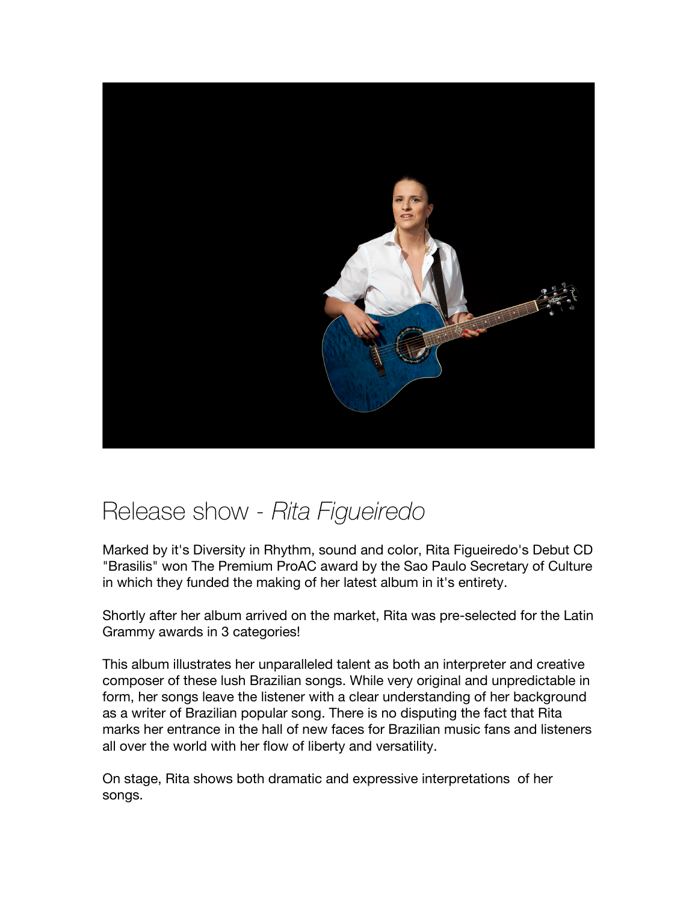# Release show - *Rita Figueiredo*

Marked by it's Diversity in Rhythm, sound and color, Rita Figueiredo's Debut CD "Brasilis" won The Premium ProAC award by the Sao Paulo Secretary of Culture in which they funded the making of her latest album in it's entirety.

Shortly after her album arrived on the market, Rita was pre-selected for the Latin Grammy awards in 3 categories!

This album illustrates her unparalleled talent as both an interpreter and creative composer of these lush Brazilian songs. While very original and unpredictable in form, her songs leave the listener with a clear understanding of her background as a writer of Brazilian popular song. There is no disputing the fact that Rita marks her entrance in the hall of new faces for Brazilian music fans and listeners all over the world with her flow of liberty and versatility.

On stage, Rita shows both dramatic and expressive interpretations of her songs.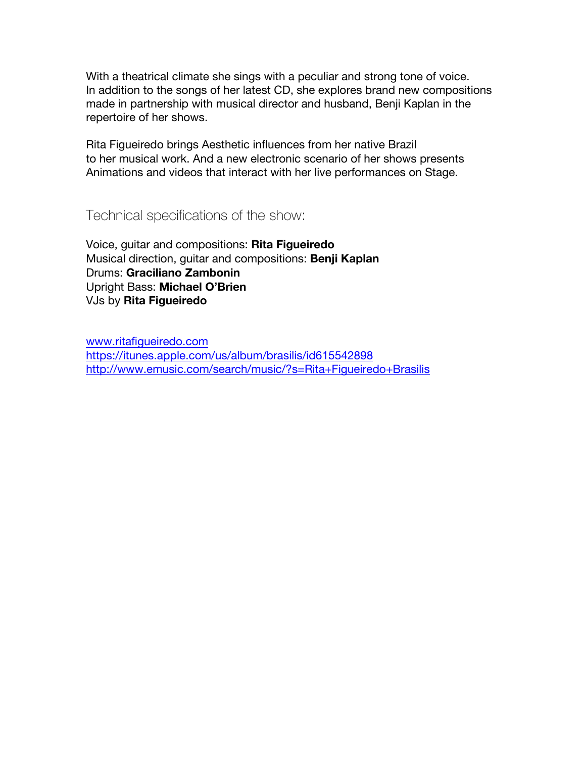With a theatrical climate she sings with a peculiar and strong tone of voice.
In addition to the songs of her latest CD, she explores brand new compositions made in partnership with musical director and husband, Benji Kaplan in the repertoire of her shows.

Rita Figueiredo brings Aesthetic influences from her native Brazil to her musical work. And a new electronic scenario of her shows presents Animations and videos that interact with her live performances on Stage.

## Technical specifications of the show:

Voice, guitar and compositions: **Rita Figueiredo**
Musical direction, guitar and compositions: **Benji Kaplan**
Drums: **Graciliano Zambonin**
Upright Bass: **Michael O'Brien**
VJs by **Rita Figueiredo**

[www.ritafigueiredo.com](http://www.ritafigueiredo.com)
[https://itunes.apple.com/us/album/brasilis/id615542898](https://itunes.apple.com/us/album/brasilis/id615542898)
[http://www.emusic.com/search/music/?s=Rita+Figueiredo+Brasilis](http://www.emusic.com/search/music/?s=Rita+Figueiredo+Brasilis)